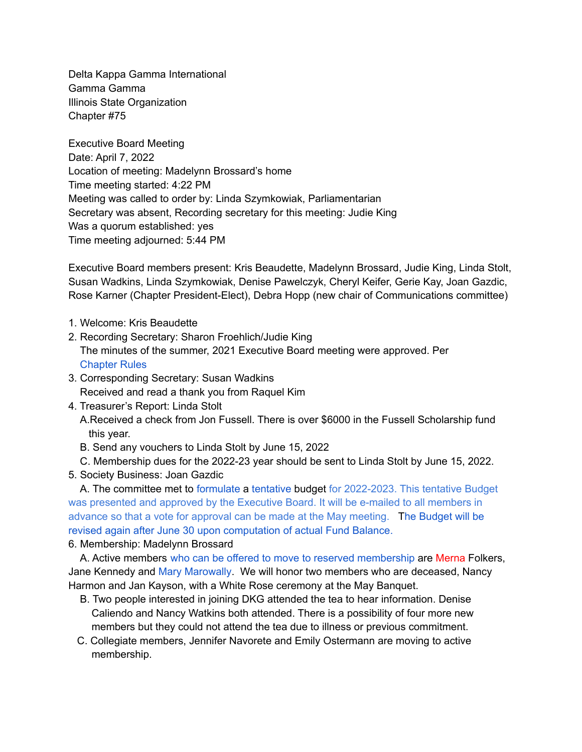Delta Kappa Gamma International
Gamma Gamma
Illinois State Organization
Chapter #75

Executive Board Meeting
Date: April 7, 2022
Location of meeting: Madelynn Brossard's home
Time meeting started: 4:22 PM
Meeting was called to order by: Linda Szymkowiak, Parliamentarian
Secretary was absent, Recording secretary for this meeting: Judie King
Was a quorum established: yes
Time meeting adjourned: 5:44 PM

Executive Board members present: Kris Beaudette, Madelynn Brossard, Judie King, Linda Stolt, Susan Wadkins, Linda Szymkowiak, Denise Pawelczyk, Cheryl Keifer, Gerie Kay, Joan Gazdic, Rose Karner (Chapter President-Elect), Debra Hopp (new chair of Communications committee)

1. Welcome: Kris Beaudette
2. Recording Secretary: Sharon Froehlich/Judie King
   The minutes of the summer, 2021 Executive Board meeting were approved. Per Chapter Rules
3. Corresponding Secretary: Susan Wadkins
   Received and read a thank you from Raquel Kim
4. Treasurer's Report: Linda Stolt
   A. Received a check from Jon Fussell. There is over $6000 in the Fussell Scholarship fund this year.
   B. Send any vouchers to Linda Stolt by June 15, 2022
   C. Membership dues for the 2022-23 year should be sent to Linda Stolt by June 15, 2022.
5. Society Business: Joan Gazdic
   A. The committee met to formulate a tentative budget for 2022-2023. This tentative Budget was presented and approved by the Executive Board. It will be e-mailed to all members in advance so that a vote for approval can be made at the May meeting. The Budget will be revised again after June 30 upon computation of actual Fund Balance.
6. Membership: Madelynn Brossard
   A. Active members who can be offered to move to reserved membership are Merna Folkers, Jane Kennedy and Mary Marowally. We will honor two members who are deceased, Nancy Harmon and Jan Kayson, with a White Rose ceremony at the May Banquet.
   B. Two people interested in joining DKG attended the tea to hear information. Denise Caliendo and Nancy Watkins both attended. There is a possibility of four more new members but they could not attend the tea due to illness or previous commitment.
   C. Collegiate members, Jennifer Navorete and Emily Ostermann are moving to active membership.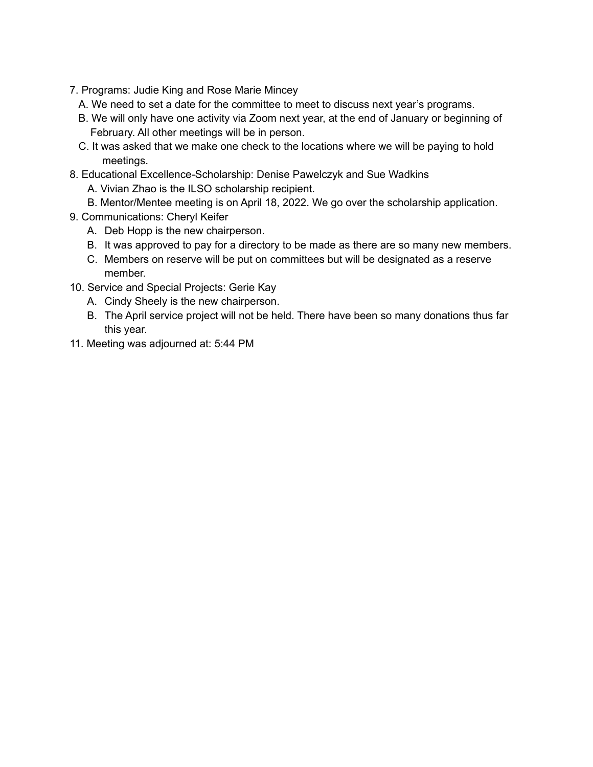7. Programs: Judie King and Rose Marie Mincey
   A. We need to set a date for the committee to meet to discuss next year's programs.
   B. We will only have one activity via Zoom next year, at the end of January or beginning of February. All other meetings will be in person.
   C. It was asked that we make one check to the locations where we will be paying to hold meetings.
8. Educational Excellence-Scholarship: Denise Pawelczyk and Sue Wadkins
   A. Vivian Zhao is the ILSO scholarship recipient.
   B. Mentor/Mentee meeting is on April 18, 2022. We go over the scholarship application.
9. Communications: Cheryl Keifer
   A. Deb Hopp is the new chairperson.
   B. It was approved to pay for a directory to be made as there are so many new members.
   C. Members on reserve will be put on committees but will be designated as a reserve member.
10. Service and Special Projects: Gerie Kay
    A. Cindy Sheely is the new chairperson.
    B. The April service project will not be held. There have been so many donations thus far this year.
11. Meeting was adjourned at: 5:44 PM